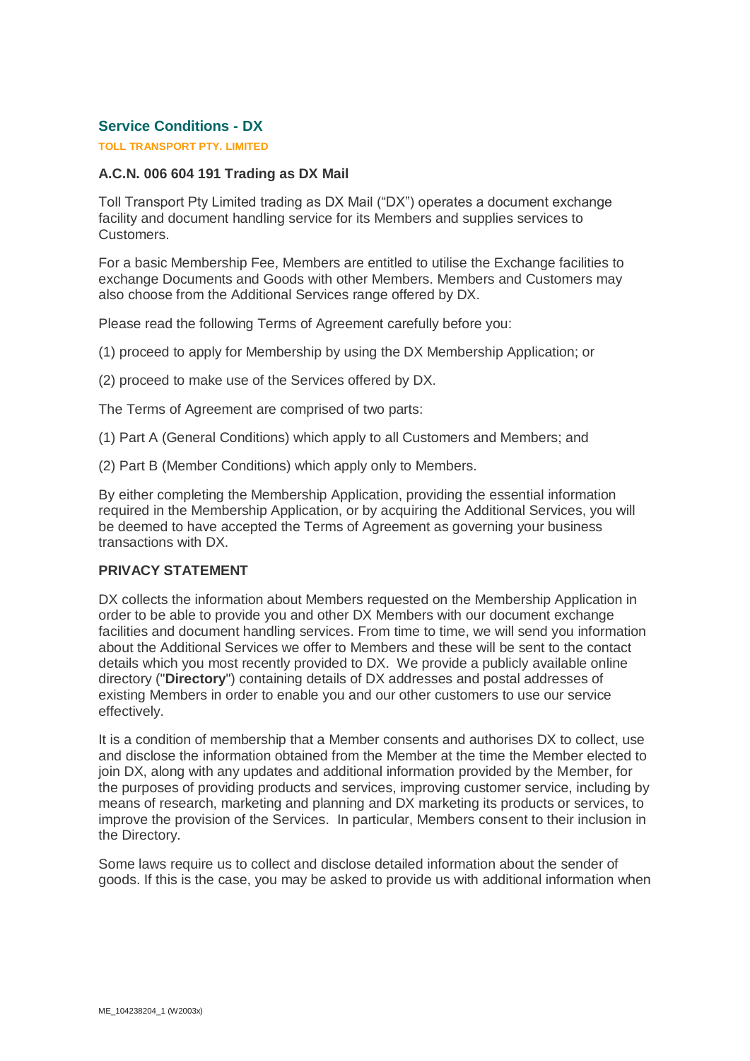## Service Conditions - DX

**TOLL TRANSPORT PTY. LIMITED**

### A.C.N. 006 604 191 Trading as DX Mail

Toll Transport Pty Limited trading as DX Mail ("DX") operates a document exchange facility and document handling service for its Members and supplies services to Customers.

For a basic Membership Fee, Members are entitled to utilise the Exchange facilities to exchange Documents and Goods with other Members. Members and Customers may also choose from the Additional Services range offered by DX.

Please read the following Terms of Agreement carefully before you:

(1) proceed to apply for Membership by using the DX Membership Application; or

(2) proceed to make use of the Services offered by DX.

The Terms of Agreement are comprised of two parts:

(1) Part A (General Conditions) which apply to all Customers and Members; and

(2) Part B (Member Conditions) which apply only to Members.

By either completing the Membership Application, providing the essential information required in the Membership Application, or by acquiring the Additional Services, you will be deemed to have accepted the Terms of Agreement as governing your business transactions with DX.

### PRIVACY STATEMENT

DX collects the information about Members requested on the Membership Application in order to be able to provide you and other DX Members with our document exchange facilities and document handling services. From time to time, we will send you information about the Additional Services we offer to Members and these will be sent to the contact details which you most recently provided to DX. We provide a publicly available online directory ("**Directory**") containing details of DX addresses and postal addresses of existing Members in order to enable you and our other customers to use our service effectively.

It is a condition of membership that a Member consents and authorises DX to collect, use and disclose the information obtained from the Member at the time the Member elected to join DX, along with any updates and additional information provided by the Member, for the purposes of providing products and services, improving customer service, including by means of research, marketing and planning and DX marketing its products or services, to improve the provision of the Services. In particular, Members consent to their inclusion in the Directory.

Some laws require us to collect and disclose detailed information about the sender of goods. If this is the case, you may be asked to provide us with additional information when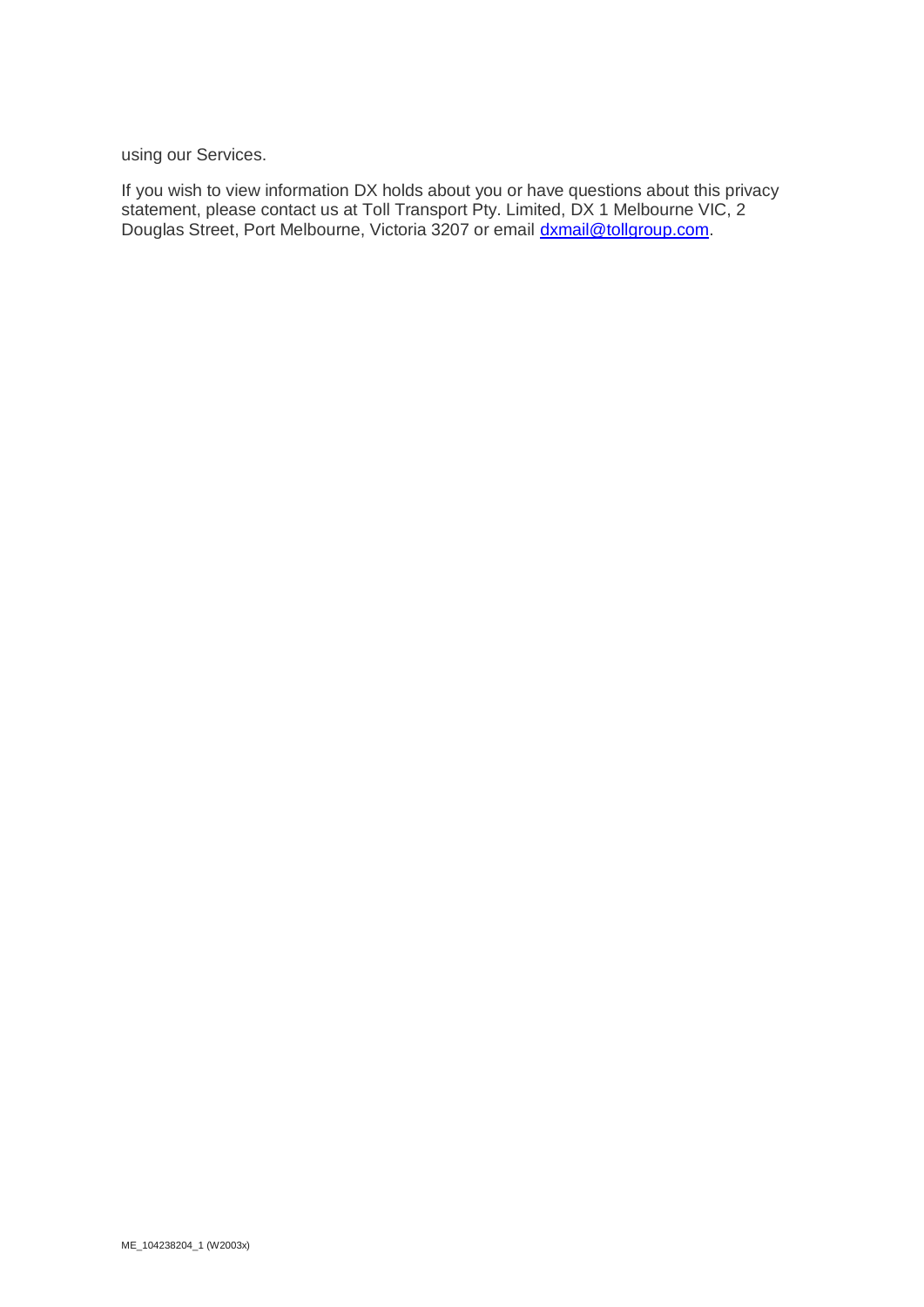using our Services.

If you wish to view information DX holds about you or have questions about this privacy statement, please contact us at Toll Transport Pty. Limited, DX 1 Melbourne VIC, 2 Douglas Street, Port Melbourne, Victoria 3207 or email [dxmail@tollgroup.com](mailto:dxmail@tollgroup.com).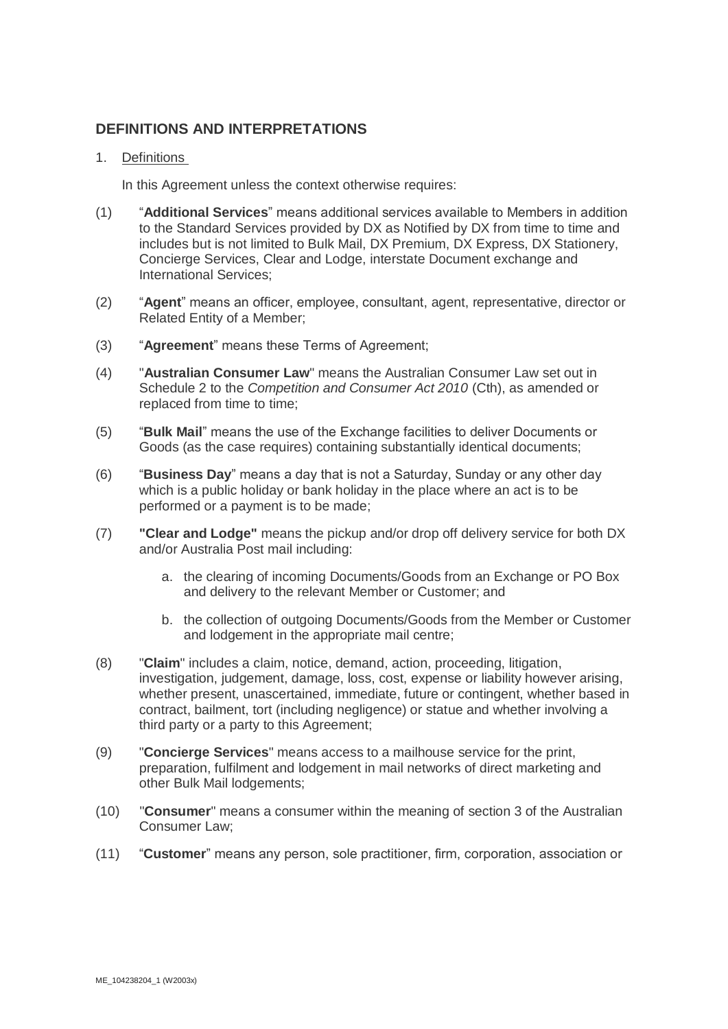## DEFINITIONS AND INTERPRETATIONS

1. Definitions

In this Agreement unless the context otherwise requires:

(1) "**Additional Services**" means additional services available to Members in addition to the Standard Services provided by DX as Notified by DX from time to time and includes but is not limited to Bulk Mail, DX Premium, DX Express, DX Stationery, Concierge Services, Clear and Lodge, interstate Document exchange and International Services;

(2) "**Agent**" means an officer, employee, consultant, agent, representative, director or Related Entity of a Member;

(3) "**Agreement**" means these Terms of Agreement;

(4) "**Australian Consumer Law**" means the Australian Consumer Law set out in Schedule 2 to the *Competition and Consumer Act 2010* (Cth), as amended or replaced from time to time;

(5) "**Bulk Mail**" means the use of the Exchange facilities to deliver Documents or Goods (as the case requires) containing substantially identical documents;

(6) "**Business Day**" means a day that is not a Saturday, Sunday or any other day which is a public holiday or bank holiday in the place where an act is to be performed or a payment is to be made;

(7) **"Clear and Lodge"** means the pickup and/or drop off delivery service for both DX and/or Australia Post mail including:

   a. the clearing of incoming Documents/Goods from an Exchange or PO Box and delivery to the relevant Member or Customer; and

   b. the collection of outgoing Documents/Goods from the Member or Customer and lodgement in the appropriate mail centre;

(8) "**Claim**" includes a claim, notice, demand, action, proceeding, litigation, investigation, judgement, damage, loss, cost, expense or liability however arising, whether present, unascertained, immediate, future or contingent, whether based in contract, bailment, tort (including negligence) or statue and whether involving a third party or a party to this Agreement;

(9) "**Concierge Services**" means access to a mailhouse service for the print, preparation, fulfilment and lodgement in mail networks of direct marketing and other Bulk Mail lodgements;

(10) "**Consumer**" means a consumer within the meaning of section 3 of the Australian Consumer Law;

(11) "**Customer**" means any person, sole practitioner, firm, corporation, association or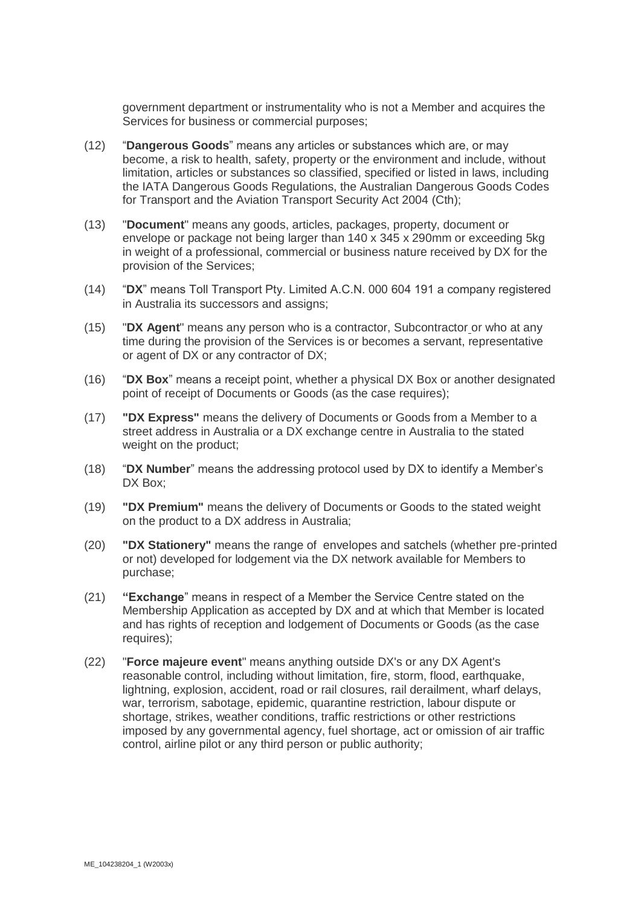government department or instrumentality who is not a Member and acquires the Services for business or commercial purposes;

(12) "**Dangerous Goods**" means any articles or substances which are, or may become, a risk to health, safety, property or the environment and include, without limitation, articles or substances so classified, specified or listed in laws, including the IATA Dangerous Goods Regulations, the Australian Dangerous Goods Codes for Transport and the Aviation Transport Security Act 2004 (Cth);

(13) "**Document**" means any goods, articles, packages, property, document or envelope or package not being larger than 140 x 345 x 290mm or exceeding 5kg in weight of a professional, commercial or business nature received by DX for the provision of the Services;

(14) "**DX**" means Toll Transport Pty. Limited A.C.N. 000 604 191 a company registered in Australia its successors and assigns;

(15) "**DX Agent**" means any person who is a contractor, Subcontractor or who at any time during the provision of the Services is or becomes a servant, representative or agent of DX or any contractor of DX;

(16) "**DX Box**" means a receipt point, whether a physical DX Box or another designated point of receipt of Documents or Goods (as the case requires);

(17) **"DX Express"** means the delivery of Documents or Goods from a Member to a street address in Australia or a DX exchange centre in Australia to the stated weight on the product;

(18) "**DX Number**" means the addressing protocol used by DX to identify a Member's DX Box;

(19) **"DX Premium"** means the delivery of Documents or Goods to the stated weight on the product to a DX address in Australia;

(20) **"DX Stationery"** means the range of envelopes and satchels (whether pre-printed or not) developed for lodgement via the DX network available for Members to purchase;

(21) **"Exchange**" means in respect of a Member the Service Centre stated on the Membership Application as accepted by DX and at which that Member is located and has rights of reception and lodgement of Documents or Goods (as the case requires);

(22) "**Force majeure event**" means anything outside DX's or any DX Agent's reasonable control, including without limitation, fire, storm, flood, earthquake, lightning, explosion, accident, road or rail closures, rail derailment, wharf delays, war, terrorism, sabotage, epidemic, quarantine restriction, labour dispute or shortage, strikes, weather conditions, traffic restrictions or other restrictions imposed by any governmental agency, fuel shortage, act or omission of air traffic control, airline pilot or any third person or public authority;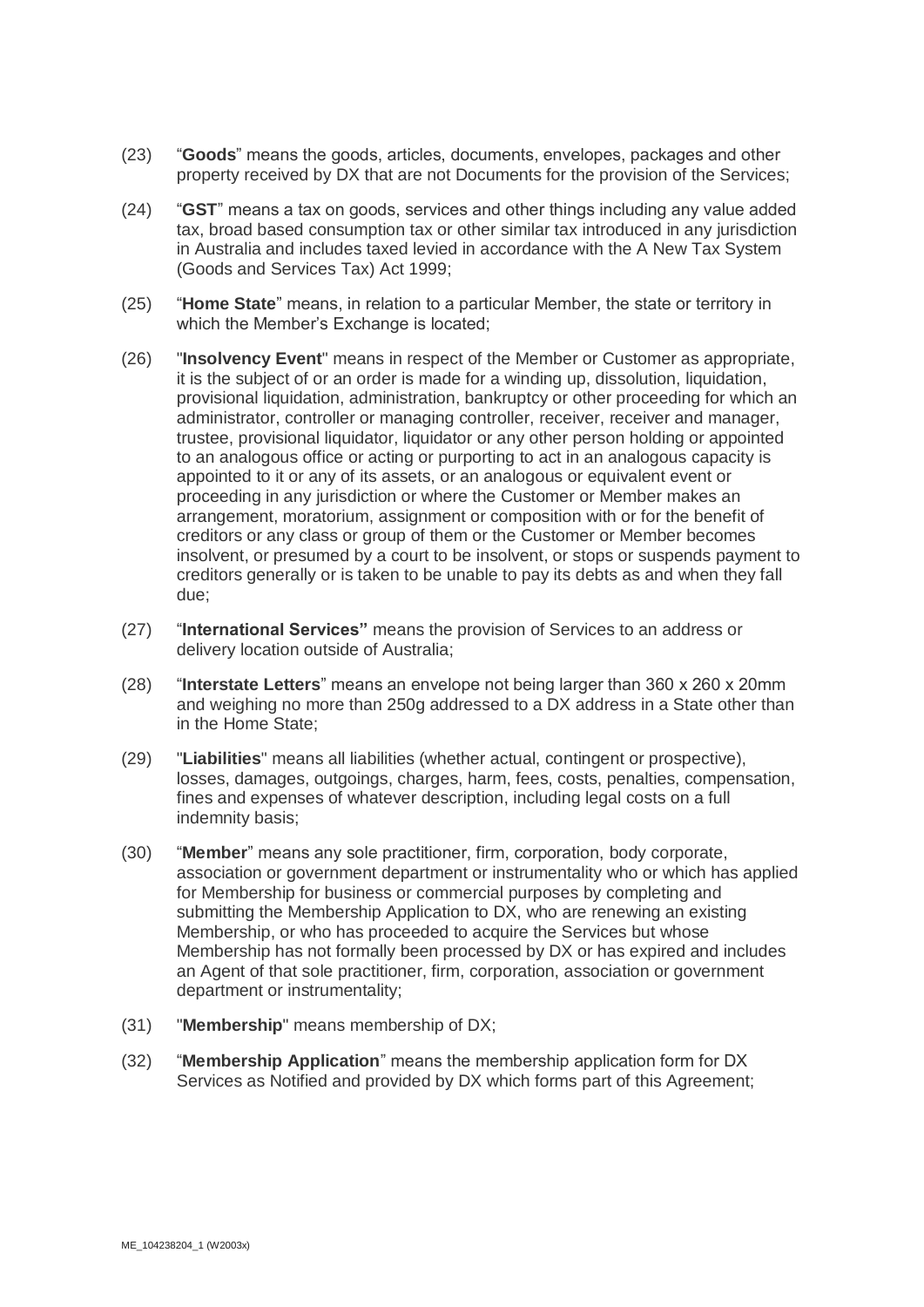(23) "**Goods**" means the goods, articles, documents, envelopes, packages and other property received by DX that are not Documents for the provision of the Services;

(24) "**GST**" means a tax on goods, services and other things including any value added tax, broad based consumption tax or other similar tax introduced in any jurisdiction in Australia and includes taxed levied in accordance with the A New Tax System (Goods and Services Tax) Act 1999;

(25) "**Home State**" means, in relation to a particular Member, the state or territory in which the Member's Exchange is located;

(26) "**Insolvency Event**" means in respect of the Member or Customer as appropriate, it is the subject of or an order is made for a winding up, dissolution, liquidation, provisional liquidation, administration, bankruptcy or other proceeding for which an administrator, controller or managing controller, receiver, receiver and manager, trustee, provisional liquidator, liquidator or any other person holding or appointed to an analogous office or acting or purporting to act in an analogous capacity is appointed to it or any of its assets, or an analogous or equivalent event or proceeding in any jurisdiction or where the Customer or Member makes an arrangement, moratorium, assignment or composition with or for the benefit of creditors or any class or group of them or the Customer or Member becomes insolvent, or presumed by a court to be insolvent, or stops or suspends payment to creditors generally or is taken to be unable to pay its debts as and when they fall due;

(27) "**International Services"** means the provision of Services to an address or delivery location outside of Australia;

(28) "**Interstate Letters**" means an envelope not being larger than 360 x 260 x 20mm and weighing no more than 250g addressed to a DX address in a State other than in the Home State;

(29) "**Liabilities**" means all liabilities (whether actual, contingent or prospective), losses, damages, outgoings, charges, harm, fees, costs, penalties, compensation, fines and expenses of whatever description, including legal costs on a full indemnity basis;

(30) "**Member**" means any sole practitioner, firm, corporation, body corporate, association or government department or instrumentality who or which has applied for Membership for business or commercial purposes by completing and submitting the Membership Application to DX, who are renewing an existing Membership, or who has proceeded to acquire the Services but whose Membership has not formally been processed by DX or has expired and includes an Agent of that sole practitioner, firm, corporation, association or government department or instrumentality;

(31) "**Membership**" means membership of DX;

(32) "**Membership Application**" means the membership application form for DX Services as Notified and provided by DX which forms part of this Agreement;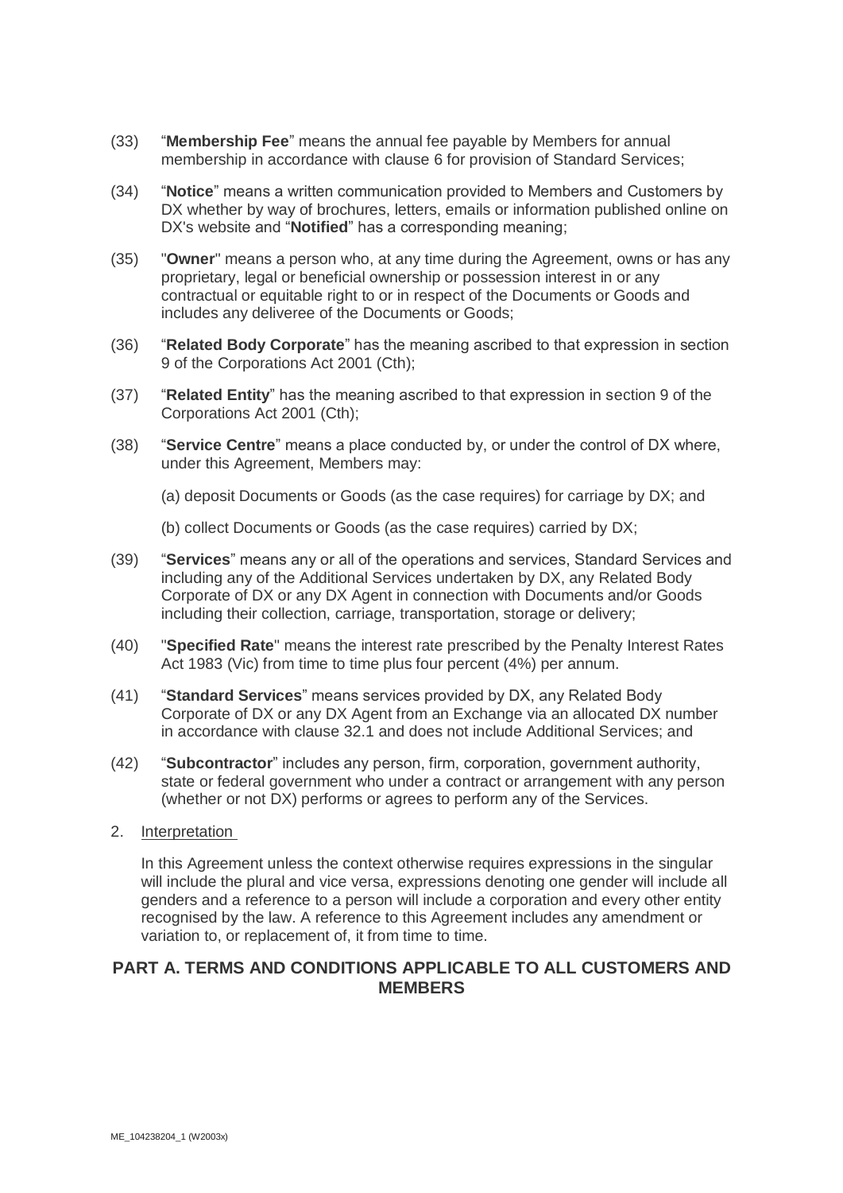(33) "**Membership Fee**" means the annual fee payable by Members for annual membership in accordance with clause 6 for provision of Standard Services;

(34) "**Notice**" means a written communication provided to Members and Customers by DX whether by way of brochures, letters, emails or information published online on DX's website and "**Notified**" has a corresponding meaning;

(35) "**Owner**" means a person who, at any time during the Agreement, owns or has any proprietary, legal or beneficial ownership or possession interest in or any contractual or equitable right to or in respect of the Documents or Goods and includes any deliveree of the Documents or Goods;

(36) "**Related Body Corporate**" has the meaning ascribed to that expression in section 9 of the Corporations Act 2001 (Cth);

(37) "**Related Entity**" has the meaning ascribed to that expression in section 9 of the Corporations Act 2001 (Cth);

(38) "**Service Centre**" means a place conducted by, or under the control of DX where, under this Agreement, Members may:

(a) deposit Documents or Goods (as the case requires) for carriage by DX; and

(b) collect Documents or Goods (as the case requires) carried by DX;

(39) "**Services**" means any or all of the operations and services, Standard Services and including any of the Additional Services undertaken by DX, any Related Body Corporate of DX or any DX Agent in connection with Documents and/or Goods including their collection, carriage, transportation, storage or delivery;

(40) "**Specified Rate**" means the interest rate prescribed by the Penalty Interest Rates Act 1983 (Vic) from time to time plus four percent (4%) per annum.

(41) "**Standard Services**" means services provided by DX, any Related Body Corporate of DX or any DX Agent from an Exchange via an allocated DX number in accordance with clause 32.1 and does not include Additional Services; and

(42) "**Subcontractor**" includes any person, firm, corporation, government authority, state or federal government who under a contract or arrangement with any person (whether or not DX) performs or agrees to perform any of the Services.

2. Interpretation

In this Agreement unless the context otherwise requires expressions in the singular will include the plural and vice versa, expressions denoting one gender will include all genders and a reference to a person will include a corporation and every other entity recognised by the law. A reference to this Agreement includes any amendment or variation to, or replacement of, it from time to time.

## PART A. TERMS AND CONDITIONS APPLICABLE TO ALL CUSTOMERS AND MEMBERS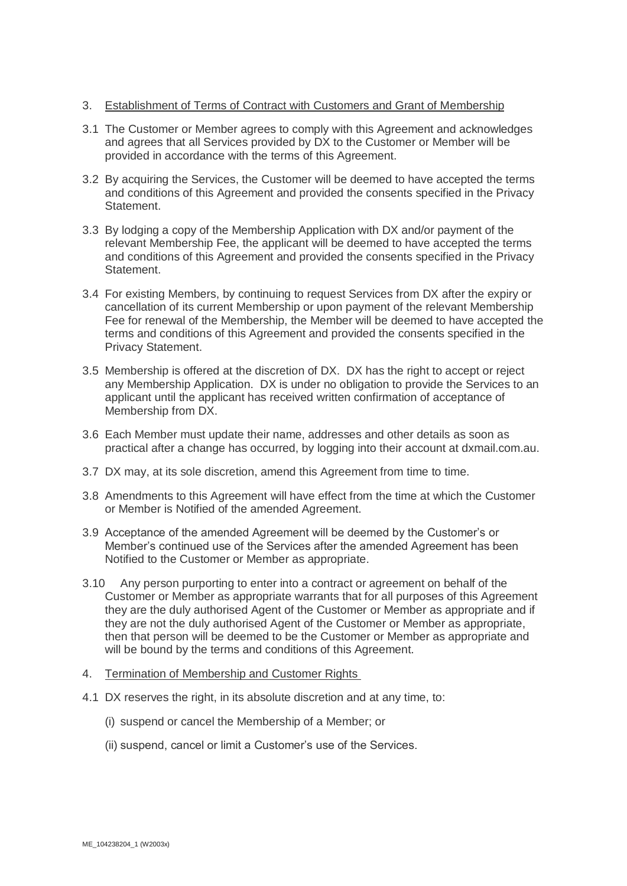3. <u>Establishment of Terms of Contract with Customers and Grant of Membership</u>

3.1 The Customer or Member agrees to comply with this Agreement and acknowledges and agrees that all Services provided by DX to the Customer or Member will be provided in accordance with the terms of this Agreement.

3.2 By acquiring the Services, the Customer will be deemed to have accepted the terms and conditions of this Agreement and provided the consents specified in the Privacy Statement.

3.3 By lodging a copy of the Membership Application with DX and/or payment of the relevant Membership Fee, the applicant will be deemed to have accepted the terms and conditions of this Agreement and provided the consents specified in the Privacy Statement.

3.4 For existing Members, by continuing to request Services from DX after the expiry or cancellation of its current Membership or upon payment of the relevant Membership Fee for renewal of the Membership, the Member will be deemed to have accepted the terms and conditions of this Agreement and provided the consents specified in the Privacy Statement.

3.5 Membership is offered at the discretion of DX. DX has the right to accept or reject any Membership Application. DX is under no obligation to provide the Services to an applicant until the applicant has received written confirmation of acceptance of Membership from DX.

3.6 Each Member must update their name, addresses and other details as soon as practical after a change has occurred, by logging into their account at dxmail.com.au.

3.7 DX may, at its sole discretion, amend this Agreement from time to time.

3.8 Amendments to this Agreement will have effect from the time at which the Customer or Member is Notified of the amended Agreement.

3.9 Acceptance of the amended Agreement will be deemed by the Customer's or Member's continued use of the Services after the amended Agreement has been Notified to the Customer or Member as appropriate.

3.10 Any person purporting to enter into a contract or agreement on behalf of the Customer or Member as appropriate warrants that for all purposes of this Agreement they are the duly authorised Agent of the Customer or Member as appropriate and if they are not the duly authorised Agent of the Customer or Member as appropriate, then that person will be deemed to be the Customer or Member as appropriate and will be bound by the terms and conditions of this Agreement.

4. <u>Termination of Membership and Customer Rights</u>

4.1 DX reserves the right, in its absolute discretion and at any time, to:

(i) suspend or cancel the Membership of a Member; or

(ii) suspend, cancel or limit a Customer's use of the Services.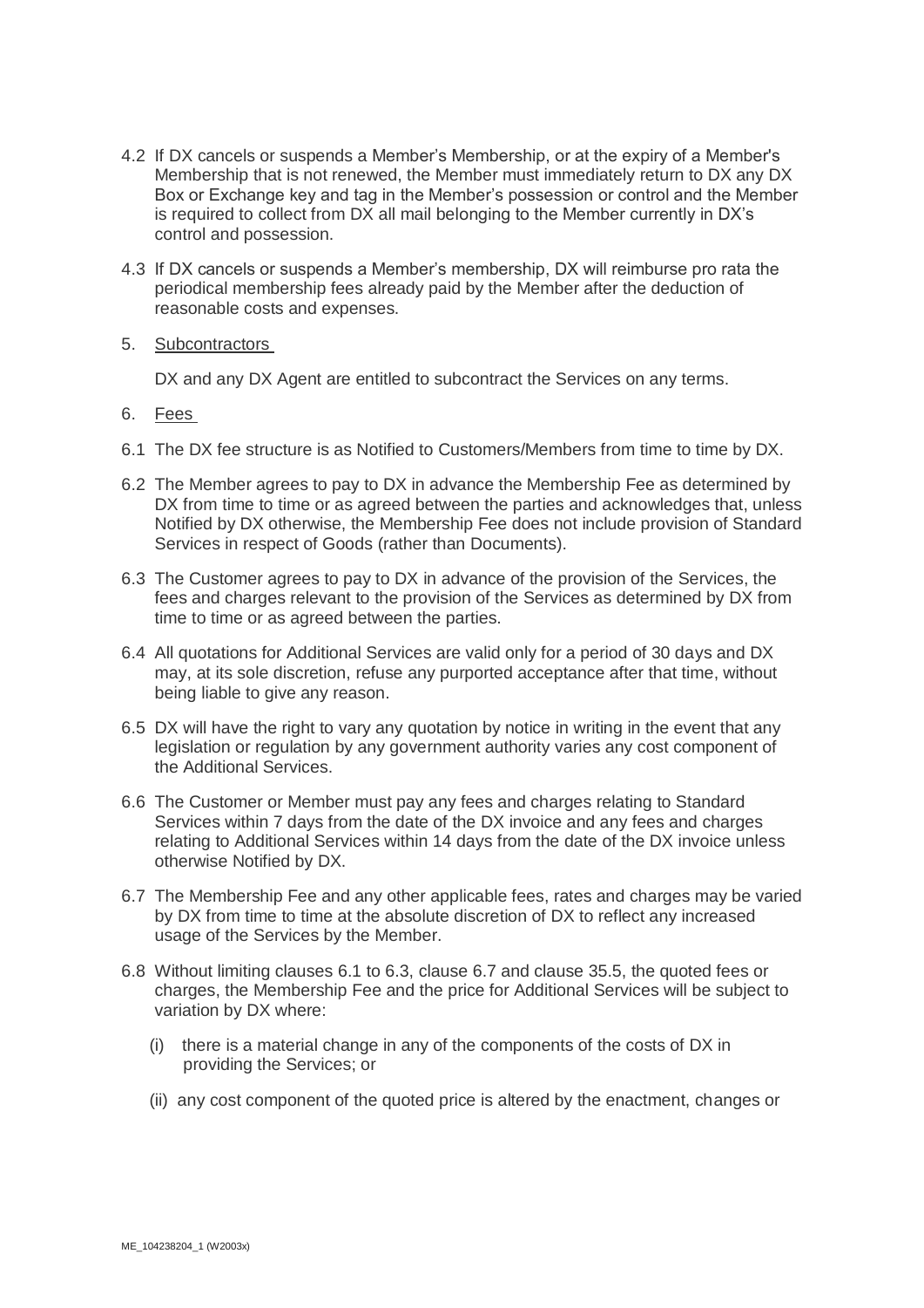4.2 If DX cancels or suspends a Member's Membership, or at the expiry of a Member's Membership that is not renewed, the Member must immediately return to DX any DX Box or Exchange key and tag in the Member's possession or control and the Member is required to collect from DX all mail belonging to the Member currently in DX's control and possession.

4.3 If DX cancels or suspends a Member's membership, DX will reimburse pro rata the periodical membership fees already paid by the Member after the deduction of reasonable costs and expenses.

5. Subcontractors

DX and any DX Agent are entitled to subcontract the Services on any terms.

6. Fees

6.1 The DX fee structure is as Notified to Customers/Members from time to time by DX.

6.2 The Member agrees to pay to DX in advance the Membership Fee as determined by DX from time to time or as agreed between the parties and acknowledges that, unless Notified by DX otherwise, the Membership Fee does not include provision of Standard Services in respect of Goods (rather than Documents).

6.3 The Customer agrees to pay to DX in advance of the provision of the Services, the fees and charges relevant to the provision of the Services as determined by DX from time to time or as agreed between the parties.

6.4 All quotations for Additional Services are valid only for a period of 30 days and DX may, at its sole discretion, refuse any purported acceptance after that time, without being liable to give any reason.

6.5 DX will have the right to vary any quotation by notice in writing in the event that any legislation or regulation by any government authority varies any cost component of the Additional Services.

6.6 The Customer or Member must pay any fees and charges relating to Standard Services within 7 days from the date of the DX invoice and any fees and charges relating to Additional Services within 14 days from the date of the DX invoice unless otherwise Notified by DX.

6.7 The Membership Fee and any other applicable fees, rates and charges may be varied by DX from time to time at the absolute discretion of DX to reflect any increased usage of the Services by the Member.

6.8 Without limiting clauses 6.1 to 6.3, clause 6.7 and clause 35.5, the quoted fees or charges, the Membership Fee and the price for Additional Services will be subject to variation by DX where:

   (i) there is a material change in any of the components of the costs of DX in providing the Services; or

   (ii) any cost component of the quoted price is altered by the enactment, changes or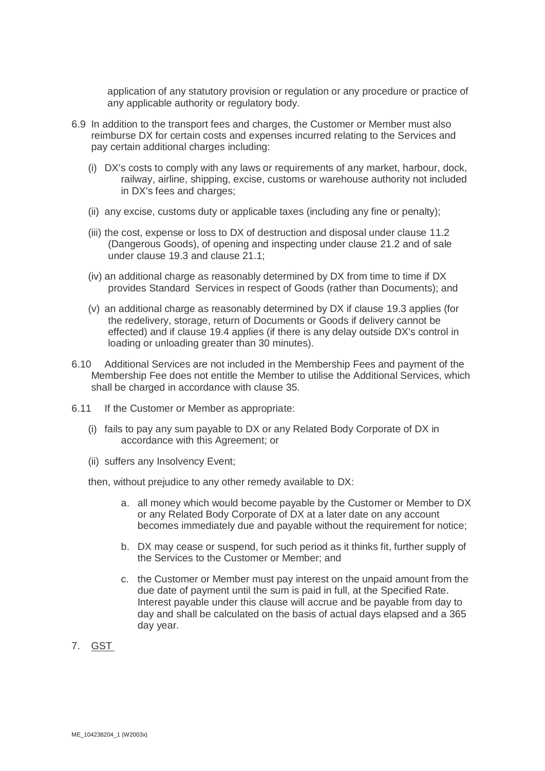application of any statutory provision or regulation or any procedure or practice of any applicable authority or regulatory body.

6.9 In addition to the transport fees and charges, the Customer or Member must also reimburse DX for certain costs and expenses incurred relating to the Services and pay certain additional charges including:

(i) DX's costs to comply with any laws or requirements of any market, harbour, dock, railway, airline, shipping, excise, customs or warehouse authority not included in DX's fees and charges;

(ii) any excise, customs duty or applicable taxes (including any fine or penalty);

(iii) the cost, expense or loss to DX of destruction and disposal under clause 11.2 (Dangerous Goods), of opening and inspecting under clause 21.2 and of sale under clause 19.3 and clause 21.1;

(iv) an additional charge as reasonably determined by DX from time to time if DX provides Standard Services in respect of Goods (rather than Documents); and

(v) an additional charge as reasonably determined by DX if clause 19.3 applies (for the redelivery, storage, return of Documents or Goods if delivery cannot be effected) and if clause 19.4 applies (if there is any delay outside DX's control in loading or unloading greater than 30 minutes).

6.10 Additional Services are not included in the Membership Fees and payment of the Membership Fee does not entitle the Member to utilise the Additional Services, which shall be charged in accordance with clause 35.

6.11 If the Customer or Member as appropriate:

(i) fails to pay any sum payable to DX or any Related Body Corporate of DX in accordance with this Agreement; or

(ii) suffers any Insolvency Event;

then, without prejudice to any other remedy available to DX:

a. all money which would become payable by the Customer or Member to DX or any Related Body Corporate of DX at a later date on any account becomes immediately due and payable without the requirement for notice;

b. DX may cease or suspend, for such period as it thinks fit, further supply of the Services to the Customer or Member; and

c. the Customer or Member must pay interest on the unpaid amount from the due date of payment until the sum is paid in full, at the Specified Rate. Interest payable under this clause will accrue and be payable from day to day and shall be calculated on the basis of actual days elapsed and a 365 day year.

7. GST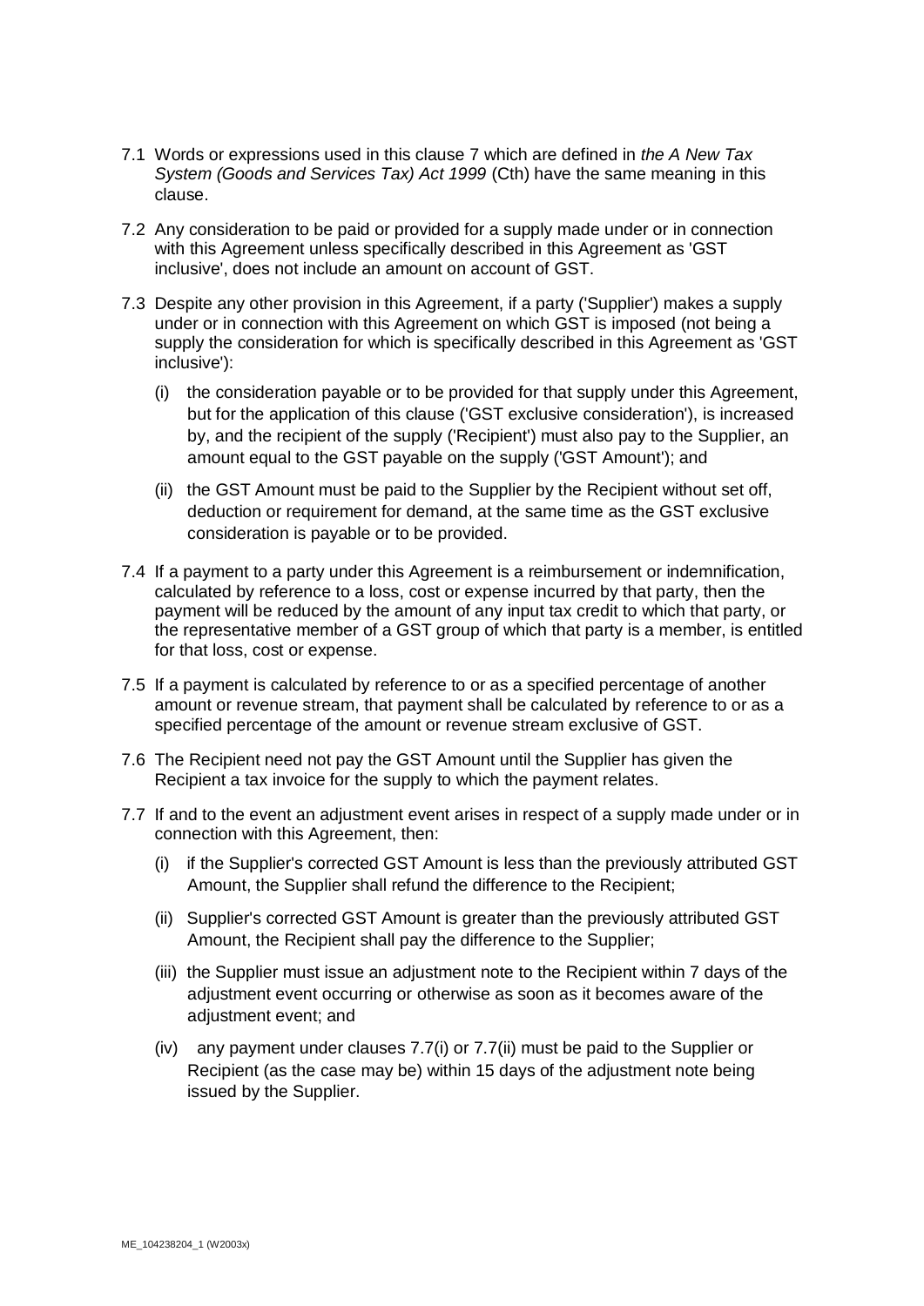7.1 Words or expressions used in this clause 7 which are defined in *the A New Tax System (Goods and Services Tax) Act 1999* (Cth) have the same meaning in this clause.

7.2 Any consideration to be paid or provided for a supply made under or in connection with this Agreement unless specifically described in this Agreement as 'GST inclusive', does not include an amount on account of GST.

7.3 Despite any other provision in this Agreement, if a party ('Supplier') makes a supply under or in connection with this Agreement on which GST is imposed (not being a supply the consideration for which is specifically described in this Agreement as 'GST inclusive'):

(i) the consideration payable or to be provided for that supply under this Agreement, but for the application of this clause ('GST exclusive consideration'), is increased by, and the recipient of the supply ('Recipient') must also pay to the Supplier, an amount equal to the GST payable on the supply ('GST Amount'); and

(ii) the GST Amount must be paid to the Supplier by the Recipient without set off, deduction or requirement for demand, at the same time as the GST exclusive consideration is payable or to be provided.

7.4 If a payment to a party under this Agreement is a reimbursement or indemnification, calculated by reference to a loss, cost or expense incurred by that party, then the payment will be reduced by the amount of any input tax credit to which that party, or the representative member of a GST group of which that party is a member, is entitled for that loss, cost or expense.

7.5 If a payment is calculated by reference to or as a specified percentage of another amount or revenue stream, that payment shall be calculated by reference to or as a specified percentage of the amount or revenue stream exclusive of GST.

7.6 The Recipient need not pay the GST Amount until the Supplier has given the Recipient a tax invoice for the supply to which the payment relates.

7.7 If and to the event an adjustment event arises in respect of a supply made under or in connection with this Agreement, then:

(i) if the Supplier's corrected GST Amount is less than the previously attributed GST Amount, the Supplier shall refund the difference to the Recipient;

(ii) Supplier's corrected GST Amount is greater than the previously attributed GST Amount, the Recipient shall pay the difference to the Supplier;

(iii) the Supplier must issue an adjustment note to the Recipient within 7 days of the adjustment event occurring or otherwise as soon as it becomes aware of the adjustment event; and

(iv) any payment under clauses 7.7(i) or 7.7(ii) must be paid to the Supplier or Recipient (as the case may be) within 15 days of the adjustment note being issued by the Supplier.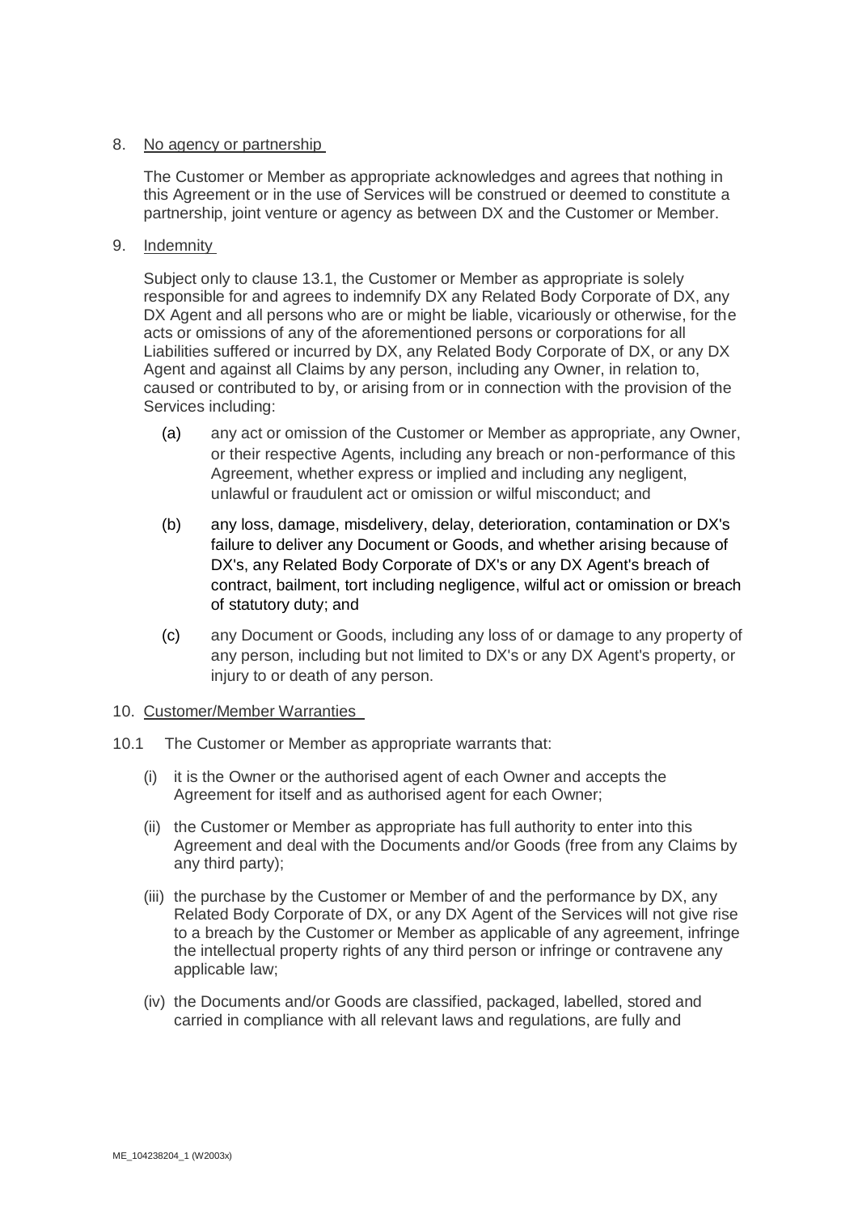8. No agency or partnership

The Customer or Member as appropriate acknowledges and agrees that nothing in this Agreement or in the use of Services will be construed or deemed to constitute a partnership, joint venture or agency as between DX and the Customer or Member.

9. Indemnity

Subject only to clause 13.1, the Customer or Member as appropriate is solely responsible for and agrees to indemnify DX any Related Body Corporate of DX, any DX Agent and all persons who are or might be liable, vicariously or otherwise, for the acts or omissions of any of the aforementioned persons or corporations for all Liabilities suffered or incurred by DX, any Related Body Corporate of DX, or any DX Agent and against all Claims by any person, including any Owner, in relation to, caused or contributed to by, or arising from or in connection with the provision of the Services including:

(a) any act or omission of the Customer or Member as appropriate, any Owner, or their respective Agents, including any breach or non-performance of this Agreement, whether express or implied and including any negligent, unlawful or fraudulent act or omission or wilful misconduct; and

(b) any loss, damage, misdelivery, delay, deterioration, contamination or DX's failure to deliver any Document or Goods, and whether arising because of DX's, any Related Body Corporate of DX's or any DX Agent's breach of contract, bailment, tort including negligence, wilful act or omission or breach of statutory duty; and

(c) any Document or Goods, including any loss of or damage to any property of any person, including but not limited to DX's or any DX Agent's property, or injury to or death of any person.

10. Customer/Member Warranties

10.1 The Customer or Member as appropriate warrants that:

(i) it is the Owner or the authorised agent of each Owner and accepts the Agreement for itself and as authorised agent for each Owner;

(ii) the Customer or Member as appropriate has full authority to enter into this Agreement and deal with the Documents and/or Goods (free from any Claims by any third party);

(iii) the purchase by the Customer or Member of and the performance by DX, any Related Body Corporate of DX, or any DX Agent of the Services will not give rise to a breach by the Customer or Member as applicable of any agreement, infringe the intellectual property rights of any third person or infringe or contravene any applicable law;

(iv) the Documents and/or Goods are classified, packaged, labelled, stored and carried in compliance with all relevant laws and regulations, are fully and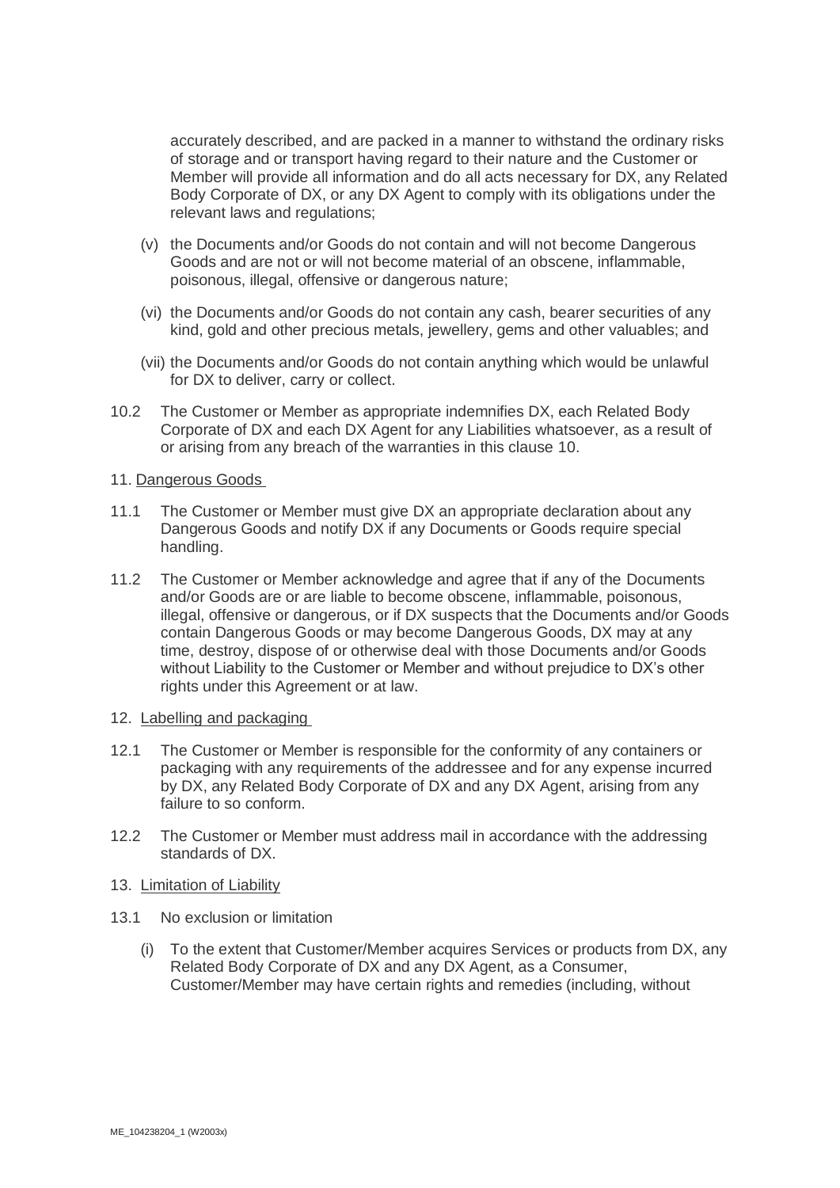accurately described, and are packed in a manner to withstand the ordinary risks of storage and or transport having regard to their nature and the Customer or Member will provide all information and do all acts necessary for DX, any Related Body Corporate of DX, or any DX Agent to comply with its obligations under the relevant laws and regulations;

(v) the Documents and/or Goods do not contain and will not become Dangerous Goods and are not or will not become material of an obscene, inflammable, poisonous, illegal, offensive or dangerous nature;

(vi) the Documents and/or Goods do not contain any cash, bearer securities of any kind, gold and other precious metals, jewellery, gems and other valuables; and

(vii) the Documents and/or Goods do not contain anything which would be unlawful for DX to deliver, carry or collect.

10.2 The Customer or Member as appropriate indemnifies DX, each Related Body Corporate of DX and each DX Agent for any Liabilities whatsoever, as a result of or arising from any breach of the warranties in this clause 10.

11. Dangerous Goods

11.1 The Customer or Member must give DX an appropriate declaration about any Dangerous Goods and notify DX if any Documents or Goods require special handling.

11.2 The Customer or Member acknowledge and agree that if any of the Documents and/or Goods are or are liable to become obscene, inflammable, poisonous, illegal, offensive or dangerous, or if DX suspects that the Documents and/or Goods contain Dangerous Goods or may become Dangerous Goods, DX may at any time, destroy, dispose of or otherwise deal with those Documents and/or Goods without Liability to the Customer or Member and without prejudice to DX's other rights under this Agreement or at law.

12. Labelling and packaging

12.1 The Customer or Member is responsible for the conformity of any containers or packaging with any requirements of the addressee and for any expense incurred by DX, any Related Body Corporate of DX and any DX Agent, arising from any failure to so conform.

12.2 The Customer or Member must address mail in accordance with the addressing standards of DX.

13. Limitation of Liability

13.1 No exclusion or limitation

(i) To the extent that Customer/Member acquires Services or products from DX, any Related Body Corporate of DX and any DX Agent, as a Consumer, Customer/Member may have certain rights and remedies (including, without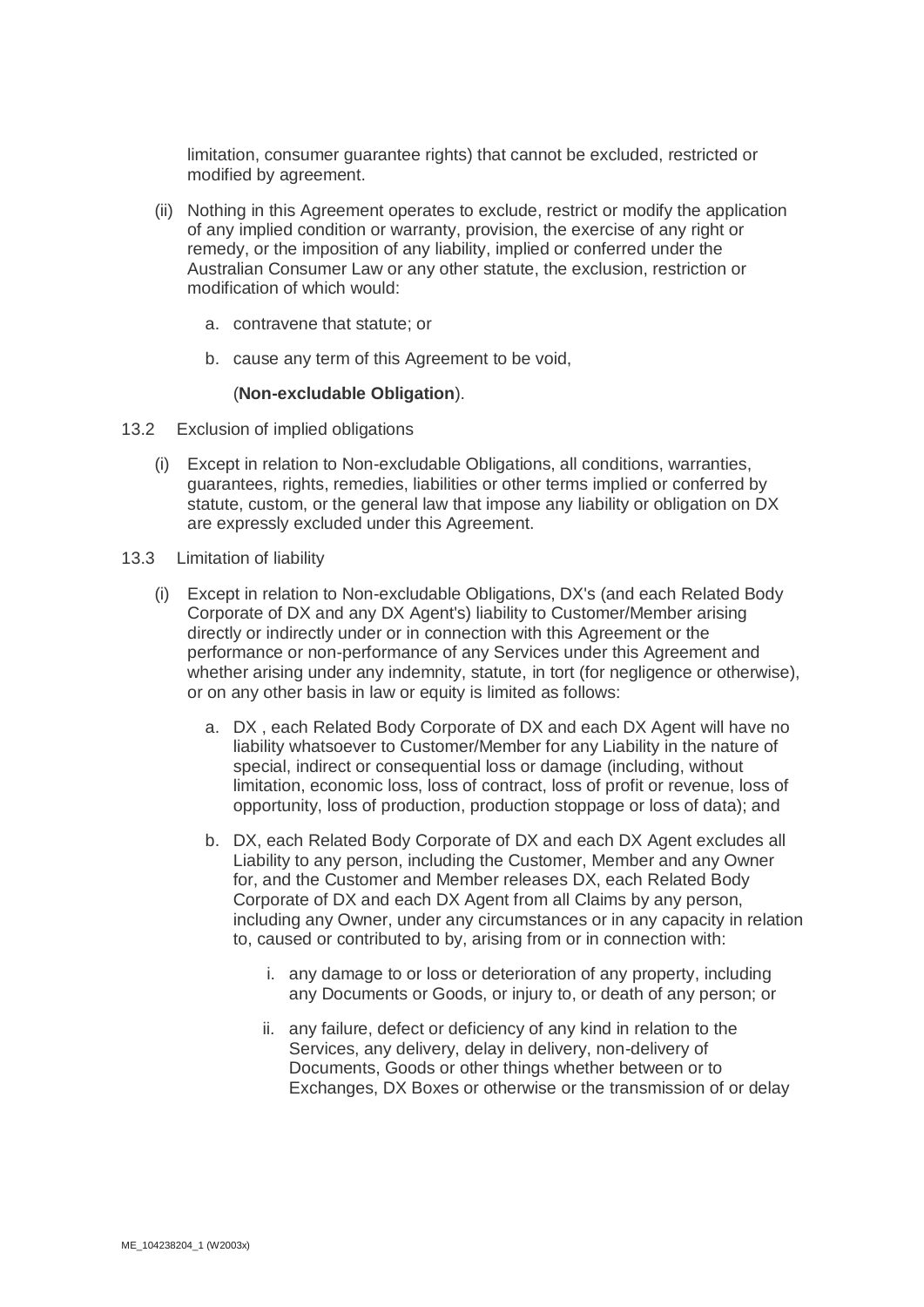limitation, consumer guarantee rights) that cannot be excluded, restricted or modified by agreement.

(ii) Nothing in this Agreement operates to exclude, restrict or modify the application of any implied condition or warranty, provision, the exercise of any right or remedy, or the imposition of any liability, implied or conferred under the Australian Consumer Law or any other statute, the exclusion, restriction or modification of which would:

   a. contravene that statute; or

   b. cause any term of this Agreement to be void,

   (**Non-excludable Obligation**).

13.2 Exclusion of implied obligations

(i) Except in relation to Non-excludable Obligations, all conditions, warranties, guarantees, rights, remedies, liabilities or other terms implied or conferred by statute, custom, or the general law that impose any liability or obligation on DX are expressly excluded under this Agreement.

13.3 Limitation of liability

(i) Except in relation to Non-excludable Obligations, DX's (and each Related Body Corporate of DX and any DX Agent's) liability to Customer/Member arising directly or indirectly under or in connection with this Agreement or the performance or non-performance of any Services under this Agreement and whether arising under any indemnity, statute, in tort (for negligence or otherwise), or on any other basis in law or equity is limited as follows:

   a. DX , each Related Body Corporate of DX and each DX Agent will have no liability whatsoever to Customer/Member for any Liability in the nature of special, indirect or consequential loss or damage (including, without limitation, economic loss, loss of contract, loss of profit or revenue, loss of opportunity, loss of production, production stoppage or loss of data); and

   b. DX, each Related Body Corporate of DX and each DX Agent excludes all Liability to any person, including the Customer, Member and any Owner for, and the Customer and Member releases DX, each Related Body Corporate of DX and each DX Agent from all Claims by any person, including any Owner, under any circumstances or in any capacity in relation to, caused or contributed to by, arising from or in connection with:

      i. any damage to or loss or deterioration of any property, including any Documents or Goods, or injury to, or death of any person; or

      ii. any failure, defect or deficiency of any kind in relation to the Services, any delivery, delay in delivery, non-delivery of Documents, Goods or other things whether between or to Exchanges, DX Boxes or otherwise or the transmission of or delay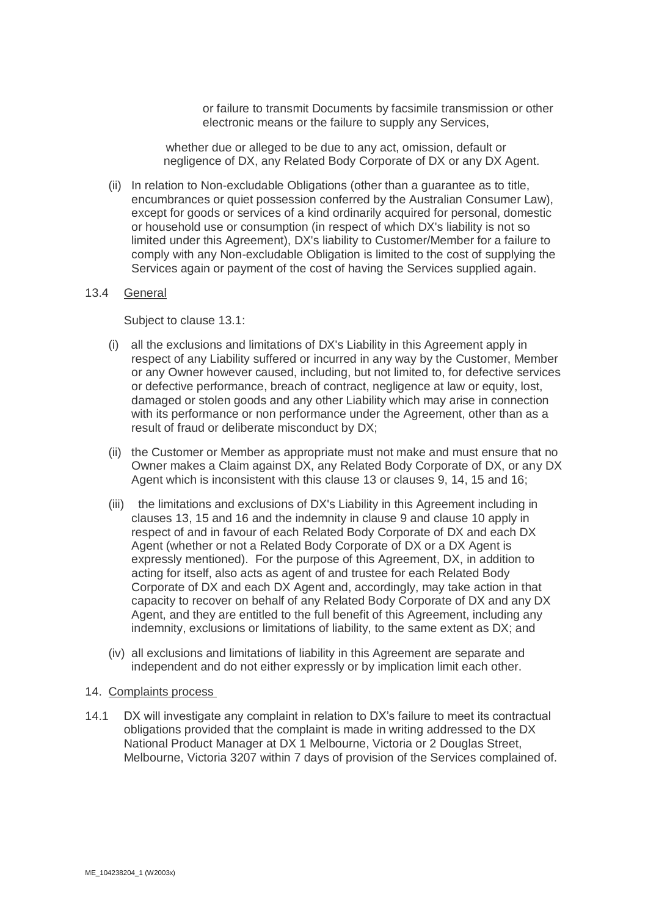or failure to transmit Documents by facsimile transmission or other electronic means or the failure to supply any Services,

whether due or alleged to be due to any act, omission, default or negligence of DX, any Related Body Corporate of DX or any DX Agent.

(ii) In relation to Non-excludable Obligations (other than a guarantee as to title, encumbrances or quiet possession conferred by the Australian Consumer Law), except for goods or services of a kind ordinarily acquired for personal, domestic or household use or consumption (in respect of which DX's liability is not so limited under this Agreement), DX's liability to Customer/Member for a failure to comply with any Non-excludable Obligation is limited to the cost of supplying the Services again or payment of the cost of having the Services supplied again.

13.4 General

Subject to clause 13.1:

(i) all the exclusions and limitations of DX's Liability in this Agreement apply in respect of any Liability suffered or incurred in any way by the Customer, Member or any Owner however caused, including, but not limited to, for defective services or defective performance, breach of contract, negligence at law or equity, lost, damaged or stolen goods and any other Liability which may arise in connection with its performance or non performance under the Agreement, other than as a result of fraud or deliberate misconduct by DX;

(ii) the Customer or Member as appropriate must not make and must ensure that no Owner makes a Claim against DX, any Related Body Corporate of DX, or any DX Agent which is inconsistent with this clause 13 or clauses 9, 14, 15 and 16;

(iii) the limitations and exclusions of DX's Liability in this Agreement including in clauses 13, 15 and 16 and the indemnity in clause 9 and clause 10 apply in respect of and in favour of each Related Body Corporate of DX and each DX Agent (whether or not a Related Body Corporate of DX or a DX Agent is expressly mentioned). For the purpose of this Agreement, DX, in addition to acting for itself, also acts as agent of and trustee for each Related Body Corporate of DX and each DX Agent and, accordingly, may take action in that capacity to recover on behalf of any Related Body Corporate of DX and any DX Agent, and they are entitled to the full benefit of this Agreement, including any indemnity, exclusions or limitations of liability, to the same extent as DX; and

(iv) all exclusions and limitations of liability in this Agreement are separate and independent and do not either expressly or by implication limit each other.

## 14. Complaints process

14.1 DX will investigate any complaint in relation to DX's failure to meet its contractual obligations provided that the complaint is made in writing addressed to the DX National Product Manager at DX 1 Melbourne, Victoria or 2 Douglas Street, Melbourne, Victoria 3207 within 7 days of provision of the Services complained of.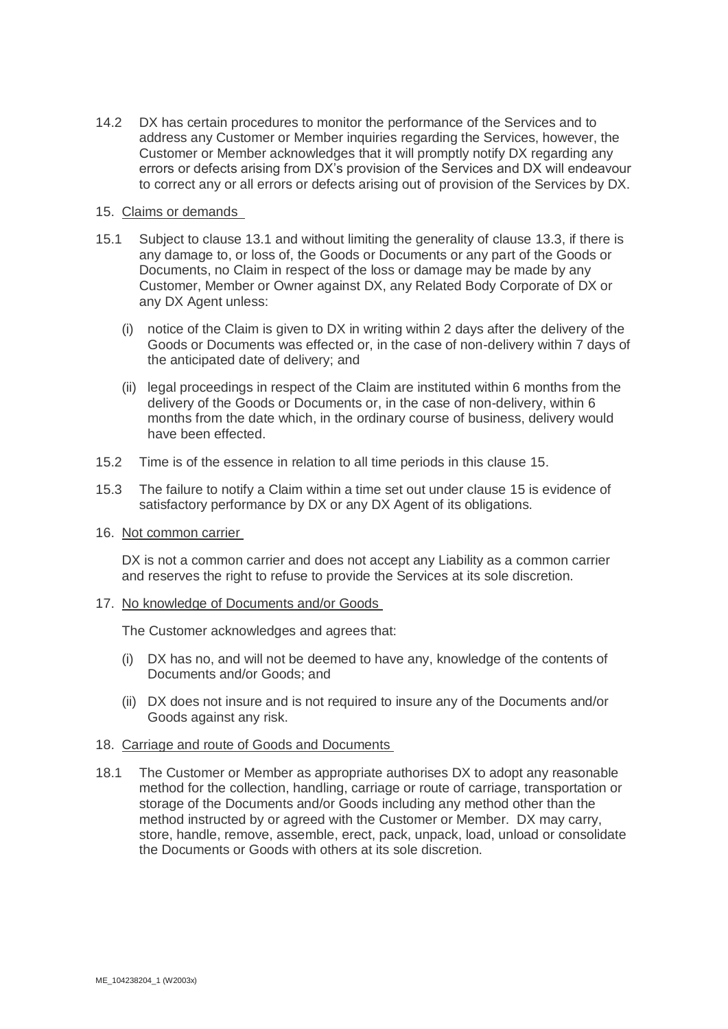14.2 DX has certain procedures to monitor the performance of the Services and to address any Customer or Member inquiries regarding the Services, however, the Customer or Member acknowledges that it will promptly notify DX regarding any errors or defects arising from DX's provision of the Services and DX will endeavour to correct any or all errors or defects arising out of provision of the Services by DX.

15. <u>Claims or demands</u>

15.1 Subject to clause 13.1 and without limiting the generality of clause 13.3, if there is any damage to, or loss of, the Goods or Documents or any part of the Goods or Documents, no Claim in respect of the loss or damage may be made by any Customer, Member or Owner against DX, any Related Body Corporate of DX or any DX Agent unless:

(i) notice of the Claim is given to DX in writing within 2 days after the delivery of the Goods or Documents was effected or, in the case of non-delivery within 7 days of the anticipated date of delivery; and

(ii) legal proceedings in respect of the Claim are instituted within 6 months from the delivery of the Goods or Documents or, in the case of non-delivery, within 6 months from the date which, in the ordinary course of business, delivery would have been effected.

15.2 Time is of the essence in relation to all time periods in this clause 15.

15.3 The failure to notify a Claim within a time set out under clause 15 is evidence of satisfactory performance by DX or any DX Agent of its obligations.

16. <u>Not common carrier</u>

DX is not a common carrier and does not accept any Liability as a common carrier and reserves the right to refuse to provide the Services at its sole discretion.

17. <u>No knowledge of Documents and/or Goods</u>

The Customer acknowledges and agrees that:

(i) DX has no, and will not be deemed to have any, knowledge of the contents of Documents and/or Goods; and

(ii) DX does not insure and is not required to insure any of the Documents and/or Goods against any risk.

18. <u>Carriage and route of Goods and Documents</u>

18.1 The Customer or Member as appropriate authorises DX to adopt any reasonable method for the collection, handling, carriage or route of carriage, transportation or storage of the Documents and/or Goods including any method other than the method instructed by or agreed with the Customer or Member. DX may carry, store, handle, remove, assemble, erect, pack, unpack, load, unload or consolidate the Documents or Goods with others at its sole discretion.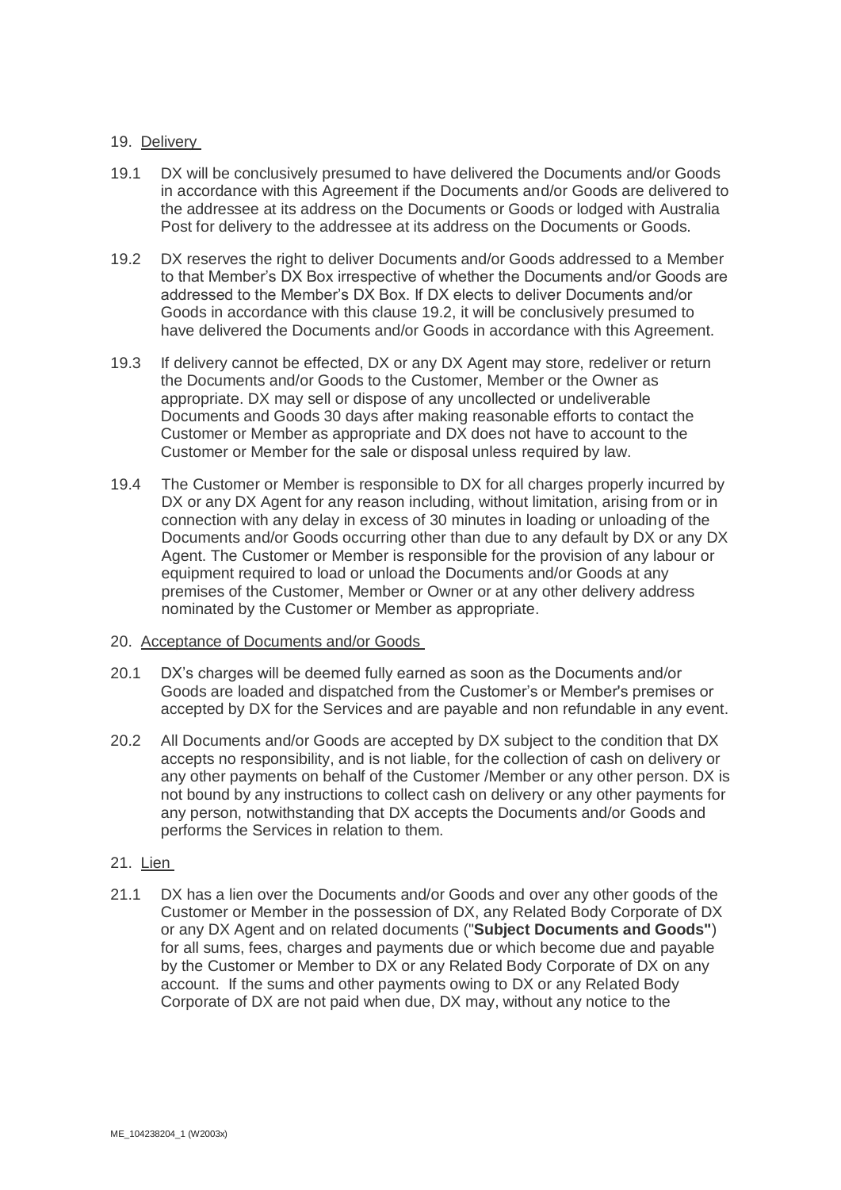## 19. Delivery

19.1 DX will be conclusively presumed to have delivered the Documents and/or Goods in accordance with this Agreement if the Documents and/or Goods are delivered to the addressee at its address on the Documents or Goods or lodged with Australia Post for delivery to the addressee at its address on the Documents or Goods.

19.2 DX reserves the right to deliver Documents and/or Goods addressed to a Member to that Member's DX Box irrespective of whether the Documents and/or Goods are addressed to the Member's DX Box. If DX elects to deliver Documents and/or Goods in accordance with this clause 19.2, it will be conclusively presumed to have delivered the Documents and/or Goods in accordance with this Agreement.

19.3 If delivery cannot be effected, DX or any DX Agent may store, redeliver or return the Documents and/or Goods to the Customer, Member or the Owner as appropriate. DX may sell or dispose of any uncollected or undeliverable Documents and Goods 30 days after making reasonable efforts to contact the Customer or Member as appropriate and DX does not have to account to the Customer or Member for the sale or disposal unless required by law.

19.4 The Customer or Member is responsible to DX for all charges properly incurred by DX or any DX Agent for any reason including, without limitation, arising from or in connection with any delay in excess of 30 minutes in loading or unloading of the Documents and/or Goods occurring other than due to any default by DX or any DX Agent. The Customer or Member is responsible for the provision of any labour or equipment required to load or unload the Documents and/or Goods at any premises of the Customer, Member or Owner or at any other delivery address nominated by the Customer or Member as appropriate.

## 20. Acceptance of Documents and/or Goods

20.1 DX's charges will be deemed fully earned as soon as the Documents and/or Goods are loaded and dispatched from the Customer's or Member's premises or accepted by DX for the Services and are payable and non refundable in any event.

20.2 All Documents and/or Goods are accepted by DX subject to the condition that DX accepts no responsibility, and is not liable, for the collection of cash on delivery or any other payments on behalf of the Customer /Member or any other person. DX is not bound by any instructions to collect cash on delivery or any other payments for any person, notwithstanding that DX accepts the Documents and/or Goods and performs the Services in relation to them.

## 21. Lien

21.1 DX has a lien over the Documents and/or Goods and over any other goods of the Customer or Member in the possession of DX, any Related Body Corporate of DX or any DX Agent and on related documents ("**Subject Documents and Goods"**) for all sums, fees, charges and payments due or which become due and payable by the Customer or Member to DX or any Related Body Corporate of DX on any account. If the sums and other payments owing to DX or any Related Body Corporate of DX are not paid when due, DX may, without any notice to the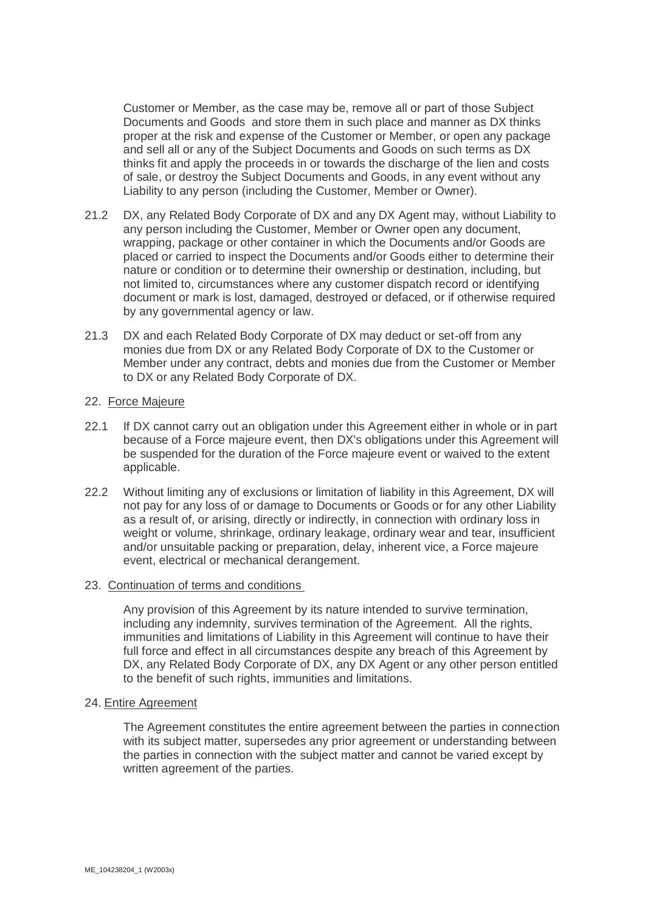Customer or Member, as the case may be, remove all or part of those Subject Documents and Goods and store them in such place and manner as DX thinks proper at the risk and expense of the Customer or Member, or open any package and sell all or any of the Subject Documents and Goods on such terms as DX thinks fit and apply the proceeds in or towards the discharge of the lien and costs of sale, or destroy the Subject Documents and Goods, in any event without any Liability to any person (including the Customer, Member or Owner).

21.2 DX, any Related Body Corporate of DX and any DX Agent may, without Liability to any person including the Customer, Member or Owner open any document, wrapping, package or other container in which the Documents and/or Goods are placed or carried to inspect the Documents and/or Goods either to determine their nature or condition or to determine their ownership or destination, including, but not limited to, circumstances where any customer dispatch record or identifying document or mark is lost, damaged, destroyed or defaced, or if otherwise required by any governmental agency or law.

21.3 DX and each Related Body Corporate of DX may deduct or set-off from any monies due from DX or any Related Body Corporate of DX to the Customer or Member under any contract, debts and monies due from the Customer or Member to DX or any Related Body Corporate of DX.

22. Force Majeure

22.1 If DX cannot carry out an obligation under this Agreement either in whole or in part because of a Force majeure event, then DX's obligations under this Agreement will be suspended for the duration of the Force majeure event or waived to the extent applicable.

22.2 Without limiting any of exclusions or limitation of liability in this Agreement, DX will not pay for any loss of or damage to Documents or Goods or for any other Liability as a result of, or arising, directly or indirectly, in connection with ordinary loss in weight or volume, shrinkage, ordinary leakage, ordinary wear and tear, insufficient and/or unsuitable packing or preparation, delay, inherent vice, a Force majeure event, electrical or mechanical derangement.

23. Continuation of terms and conditions

Any provision of this Agreement by its nature intended to survive termination, including any indemnity, survives termination of the Agreement. All the rights, immunities and limitations of Liability in this Agreement will continue to have their full force and effect in all circumstances despite any breach of this Agreement by DX, any Related Body Corporate of DX, any DX Agent or any other person entitled to the benefit of such rights, immunities and limitations.

24. Entire Agreement

The Agreement constitutes the entire agreement between the parties in connection with its subject matter, supersedes any prior agreement or understanding between the parties in connection with the subject matter and cannot be varied except by written agreement of the parties.

ME_104238204_1 (W2003x)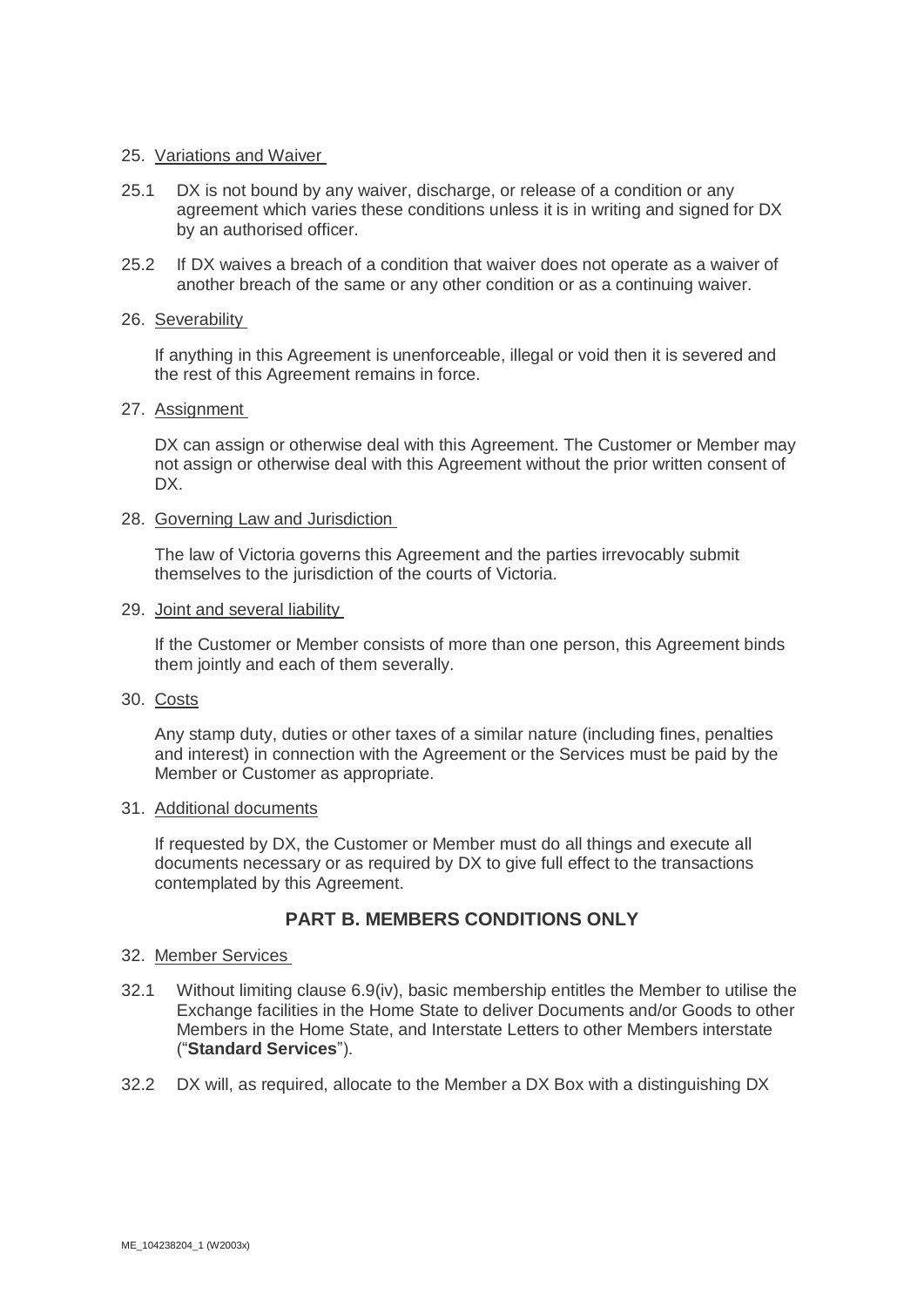25. Variations and Waiver

25.1 DX is not bound by any waiver, discharge, or release of a condition or any agreement which varies these conditions unless it is in writing and signed for DX by an authorised officer.

25.2 If DX waives a breach of a condition that waiver does not operate as a waiver of another breach of the same or any other condition or as a continuing waiver.

26. Severability

If anything in this Agreement is unenforceable, illegal or void then it is severed and the rest of this Agreement remains in force.

27. Assignment

DX can assign or otherwise deal with this Agreement. The Customer or Member may not assign or otherwise deal with this Agreement without the prior written consent of DX.

28. Governing Law and Jurisdiction

The law of Victoria governs this Agreement and the parties irrevocably submit themselves to the jurisdiction of the courts of Victoria.

29. Joint and several liability

If the Customer or Member consists of more than one person, this Agreement binds them jointly and each of them severally.

30. Costs

Any stamp duty, duties or other taxes of a similar nature (including fines, penalties and interest) in connection with the Agreement or the Services must be paid by the Member or Customer as appropriate.

31. Additional documents

If requested by DX, the Customer or Member must do all things and execute all documents necessary or as required by DX to give full effect to the transactions contemplated by this Agreement.

## PART B. MEMBERS CONDITIONS ONLY

32. Member Services

32.1 Without limiting clause 6.9(iv), basic membership entitles the Member to utilise the Exchange facilities in the Home State to deliver Documents and/or Goods to other Members in the Home State, and Interstate Letters to other Members interstate ("**Standard Services**").

32.2 DX will, as required, allocate to the Member a DX Box with a distinguishing DX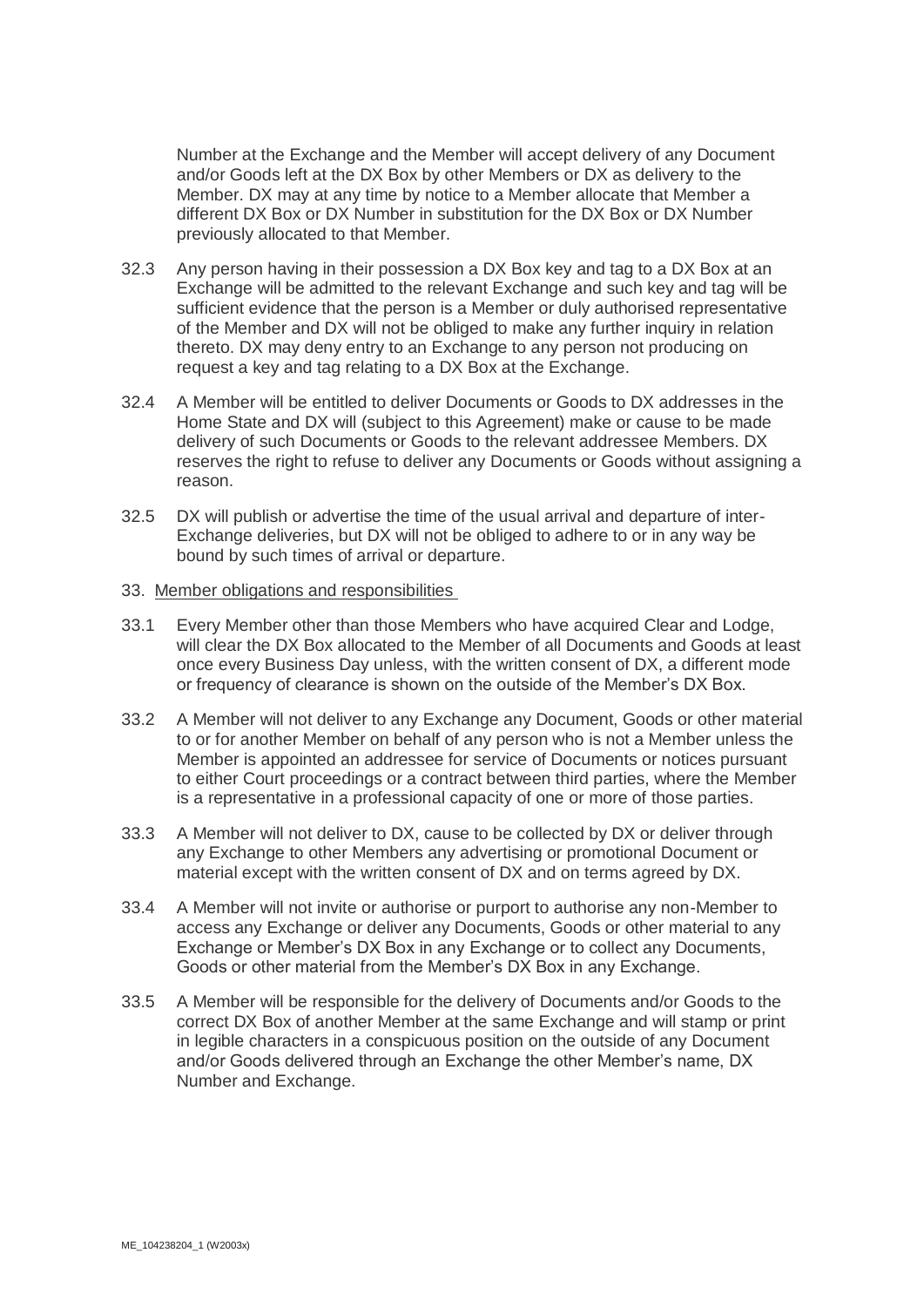Number at the Exchange and the Member will accept delivery of any Document and/or Goods left at the DX Box by other Members or DX as delivery to the Member. DX may at any time by notice to a Member allocate that Member a different DX Box or DX Number in substitution for the DX Box or DX Number previously allocated to that Member.

32.3 Any person having in their possession a DX Box key and tag to a DX Box at an Exchange will be admitted to the relevant Exchange and such key and tag will be sufficient evidence that the person is a Member or duly authorised representative of the Member and DX will not be obliged to make any further inquiry in relation thereto. DX may deny entry to an Exchange to any person not producing on request a key and tag relating to a DX Box at the Exchange.

32.4 A Member will be entitled to deliver Documents or Goods to DX addresses in the Home State and DX will (subject to this Agreement) make or cause to be made delivery of such Documents or Goods to the relevant addressee Members. DX reserves the right to refuse to deliver any Documents or Goods without assigning a reason.

32.5 DX will publish or advertise the time of the usual arrival and departure of inter-Exchange deliveries, but DX will not be obliged to adhere to or in any way be bound by such times of arrival or departure.

33. Member obligations and responsibilities

33.1 Every Member other than those Members who have acquired Clear and Lodge, will clear the DX Box allocated to the Member of all Documents and Goods at least once every Business Day unless, with the written consent of DX, a different mode or frequency of clearance is shown on the outside of the Member's DX Box.

33.2 A Member will not deliver to any Exchange any Document, Goods or other material to or for another Member on behalf of any person who is not a Member unless the Member is appointed an addressee for service of Documents or notices pursuant to either Court proceedings or a contract between third parties, where the Member is a representative in a professional capacity of one or more of those parties.

33.3 A Member will not deliver to DX, cause to be collected by DX or deliver through any Exchange to other Members any advertising or promotional Document or material except with the written consent of DX and on terms agreed by DX.

33.4 A Member will not invite or authorise or purport to authorise any non-Member to access any Exchange or deliver any Documents, Goods or other material to any Exchange or Member's DX Box in any Exchange or to collect any Documents, Goods or other material from the Member's DX Box in any Exchange.

33.5 A Member will be responsible for the delivery of Documents and/or Goods to the correct DX Box of another Member at the same Exchange and will stamp or print in legible characters in a conspicuous position on the outside of any Document and/or Goods delivered through an Exchange the other Member's name, DX Number and Exchange.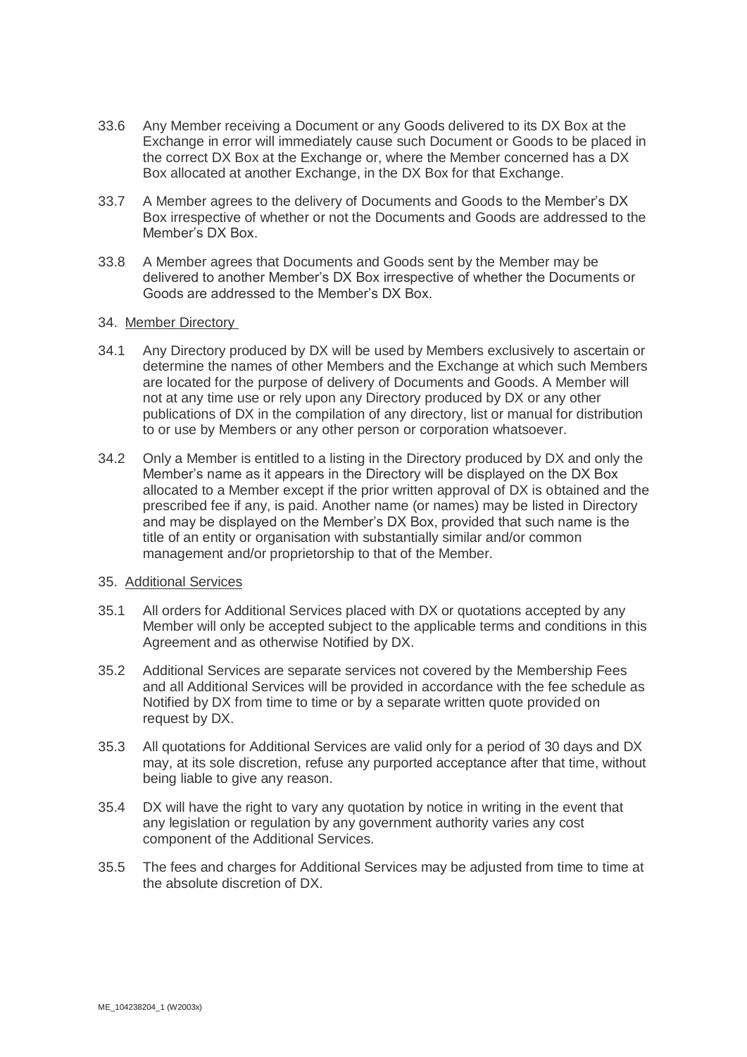33.6 Any Member receiving a Document or any Goods delivered to its DX Box at the Exchange in error will immediately cause such Document or Goods to be placed in the correct DX Box at the Exchange or, where the Member concerned has a DX Box allocated at another Exchange, in the DX Box for that Exchange.

33.7 A Member agrees to the delivery of Documents and Goods to the Member's DX Box irrespective of whether or not the Documents and Goods are addressed to the Member's DX Box.

33.8 A Member agrees that Documents and Goods sent by the Member may be delivered to another Member's DX Box irrespective of whether the Documents or Goods are addressed to the Member's DX Box.

34. Member Directory

34.1 Any Directory produced by DX will be used by Members exclusively to ascertain or determine the names of other Members and the Exchange at which such Members are located for the purpose of delivery of Documents and Goods. A Member will not at any time use or rely upon any Directory produced by DX or any other publications of DX in the compilation of any directory, list or manual for distribution to or use by Members or any other person or corporation whatsoever.

34.2 Only a Member is entitled to a listing in the Directory produced by DX and only the Member's name as it appears in the Directory will be displayed on the DX Box allocated to a Member except if the prior written approval of DX is obtained and the prescribed fee if any, is paid. Another name (or names) may be listed in Directory and may be displayed on the Member's DX Box, provided that such name is the title of an entity or organisation with substantially similar and/or common management and/or proprietorship to that of the Member.

35. Additional Services

35.1 All orders for Additional Services placed with DX or quotations accepted by any Member will only be accepted subject to the applicable terms and conditions in this Agreement and as otherwise Notified by DX.

35.2 Additional Services are separate services not covered by the Membership Fees and all Additional Services will be provided in accordance with the fee schedule as Notified by DX from time to time or by a separate written quote provided on request by DX.

35.3 All quotations for Additional Services are valid only for a period of 30 days and DX may, at its sole discretion, refuse any purported acceptance after that time, without being liable to give any reason.

35.4 DX will have the right to vary any quotation by notice in writing in the event that any legislation or regulation by any government authority varies any cost component of the Additional Services.

35.5 The fees and charges for Additional Services may be adjusted from time to time at the absolute discretion of DX.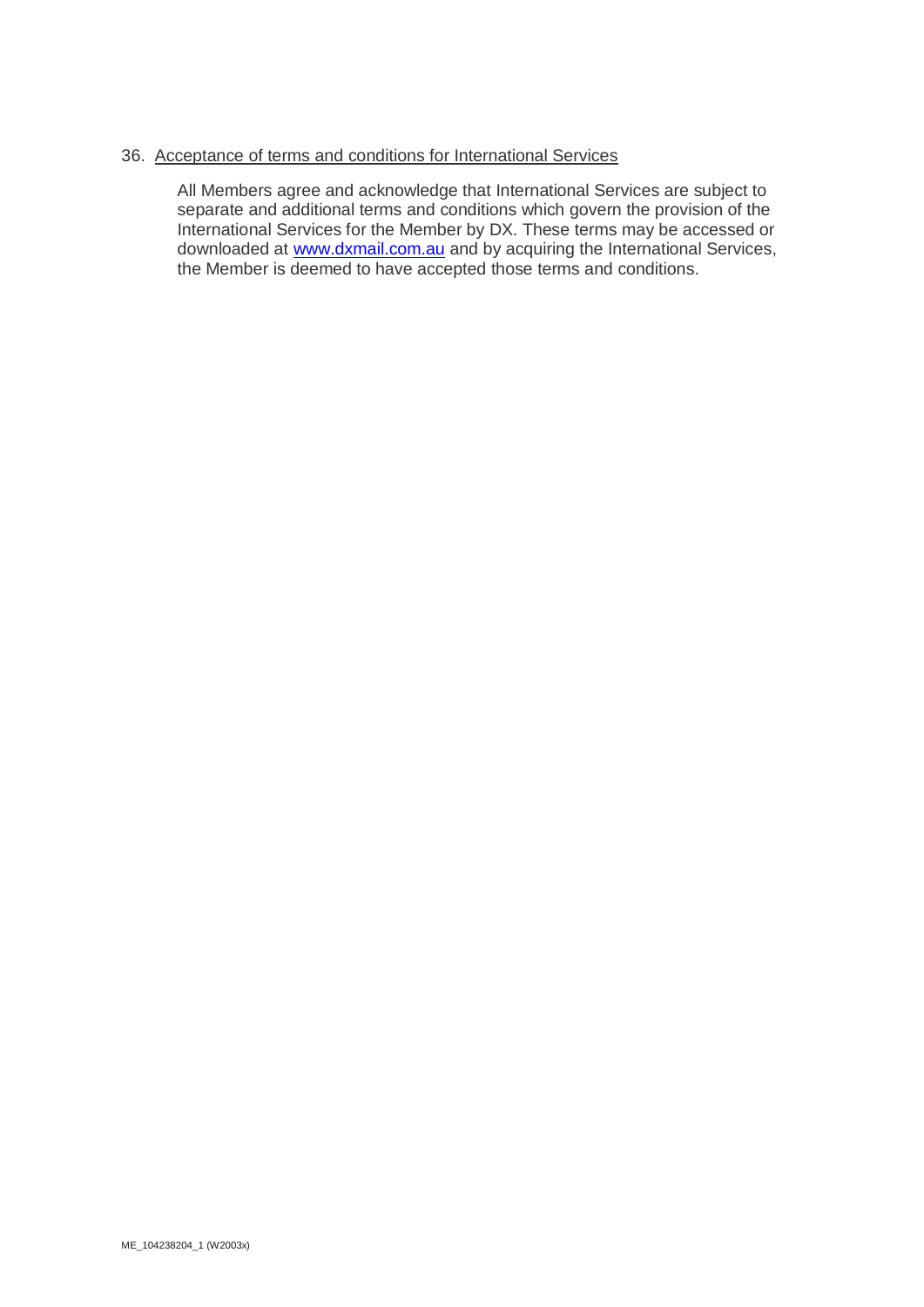36. Acceptance of terms and conditions for International Services

All Members agree and acknowledge that International Services are subject to separate and additional terms and conditions which govern the provision of the International Services for the Member by DX. These terms may be accessed or downloaded at www.dxmail.com.au and by acquiring the International Services, the Member is deemed to have accepted those terms and conditions.

ME_104238204_1 (W2003x)